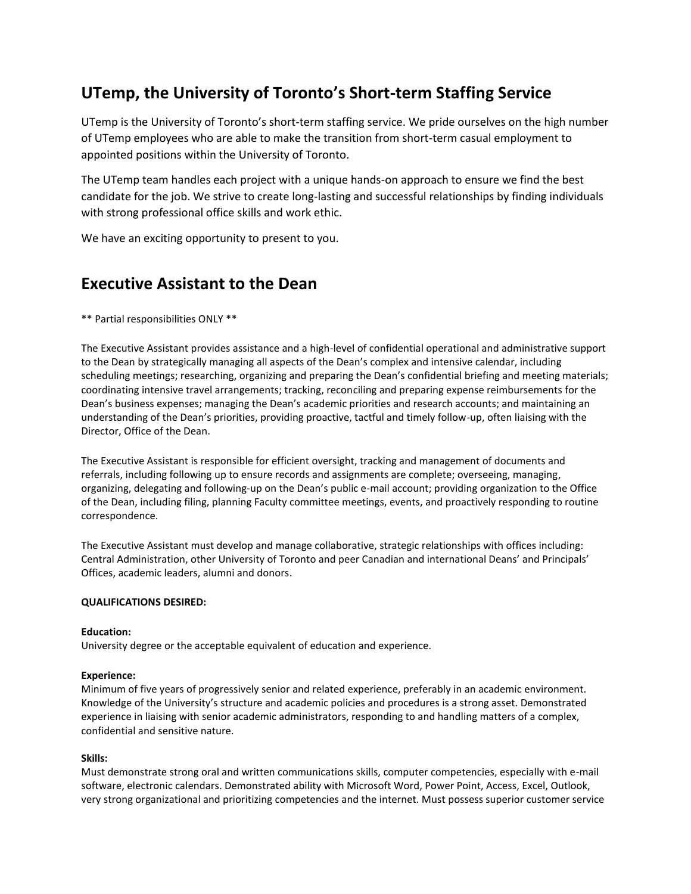## UTemp, the University of Toronto's Short-term Staffing Service

UTemp is the University of Toronto's short-term staffing service. We pride ourselves on the high number of UTemp employees who are able to make the transition from short-term casual employment to appointed positions within the University of Toronto.

The UTemp team handles each project with a unique hands-on approach to ensure we find the best candidate for the job. We strive to create long-lasting and successful relationships by finding individuals with strong professional office skills and work ethic.

We have an exciting opportunity to present to you.

## Executive Assistant to the Dean

** Partial responsibilities ONLY **

The Executive Assistant provides assistance and a high-level of confidential operational and administrative support to the Dean by strategically managing all aspects of the Dean's complex and intensive calendar, including scheduling meetings; researching, organizing and preparing the Dean's confidential briefing and meeting materials; coordinating intensive travel arrangements; tracking, reconciling and preparing expense reimbursements for the Dean's business expenses; managing the Dean's academic priorities and research accounts; and maintaining an understanding of the Dean's priorities, providing proactive, tactful and timely follow-up, often liaising with the Director, Office of the Dean.

The Executive Assistant is responsible for efficient oversight, tracking and management of documents and referrals, including following up to ensure records and assignments are complete; overseeing, managing, organizing, delegating and following-up on the Dean's public e-mail account; providing organization to the Office of the Dean, including filing, planning Faculty committee meetings, events, and proactively responding to routine correspondence.

The Executive Assistant must develop and manage collaborative, strategic relationships with offices including: Central Administration, other University of Toronto and peer Canadian and international Deans' and Principals' Offices, academic leaders, alumni and donors.

**QUALIFICATIONS DESIRED:**

**Education:**
University degree or the acceptable equivalent of education and experience.

**Experience:**
Minimum of five years of progressively senior and related experience, preferably in an academic environment. Knowledge of the University's structure and academic policies and procedures is a strong asset. Demonstrated experience in liaising with senior academic administrators, responding to and handling matters of a complex, confidential and sensitive nature.

**Skills:**
Must demonstrate strong oral and written communications skills, computer competencies, especially with e-mail software, electronic calendars. Demonstrated ability with Microsoft Word, Power Point, Access, Excel, Outlook, very strong organizational and prioritizing competencies and the internet. Must possess superior customer service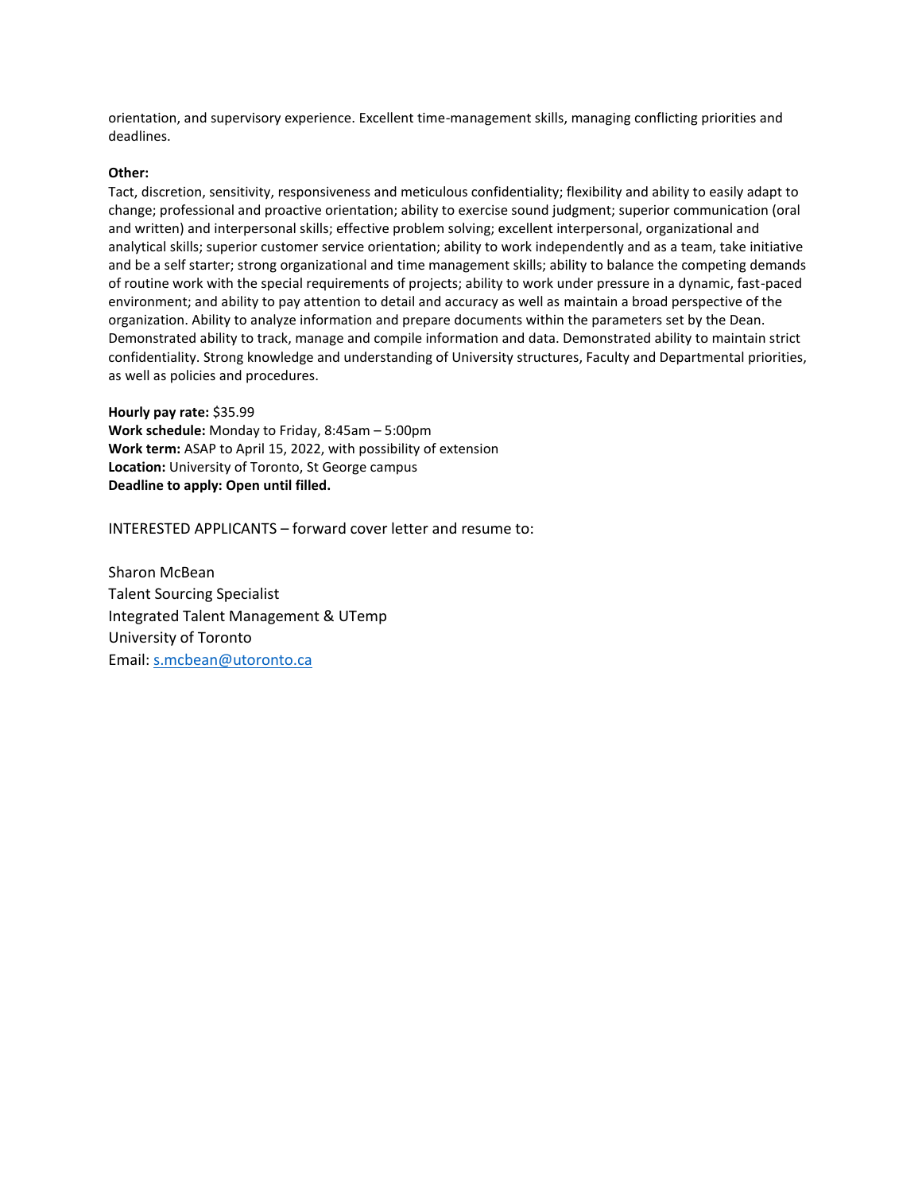orientation, and supervisory experience. Excellent time-management skills, managing conflicting priorities and deadlines.

**Other:**
Tact, discretion, sensitivity, responsiveness and meticulous confidentiality; flexibility and ability to easily adapt to change; professional and proactive orientation; ability to exercise sound judgment; superior communication (oral and written) and interpersonal skills; effective problem solving; excellent interpersonal, organizational and analytical skills; superior customer service orientation; ability to work independently and as a team, take initiative and be a self starter; strong organizational and time management skills; ability to balance the competing demands of routine work with the special requirements of projects; ability to work under pressure in a dynamic, fast-paced environment; and ability to pay attention to detail and accuracy as well as maintain a broad perspective of the organization. Ability to analyze information and prepare documents within the parameters set by the Dean. Demonstrated ability to track, manage and compile information and data. Demonstrated ability to maintain strict confidentiality. Strong knowledge and understanding of University structures, Faculty and Departmental priorities, as well as policies and procedures.

**Hourly pay rate:** $35.99
**Work schedule:** Monday to Friday, 8:45am – 5:00pm
**Work term:** ASAP to April 15, 2022, with possibility of extension
**Location:** University of Toronto, St George campus
**Deadline to apply: Open until filled.**

INTERESTED APPLICANTS – forward cover letter and resume to:

Sharon McBean
Talent Sourcing Specialist
Integrated Talent Management & UTemp
University of Toronto
Email: s.mcbean@utoronto.ca